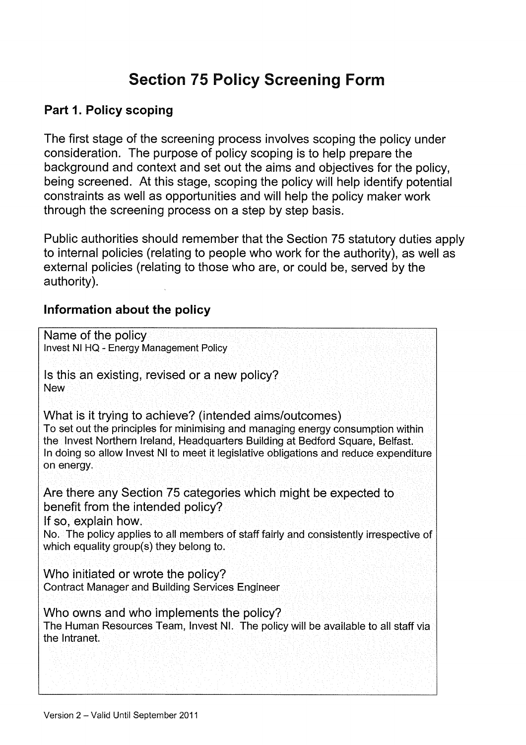# Section 75 Policy Screening Form

## Part 1. Policy scoping

The first stage of the screening process involves scoping the policy under consideration. The purpose of policy scoping is to help prepare the background and context and set out the aims and objectives for the policy, being screened. At this stage, scoping the policy will help identify potential constraints as well as opportunities and will help the policy maker work through the screening process on a step by step basis.

Public authorities should remember that the Section 75 statutory duties apply to internal policies (relating to people who work for the authority), as well as external policies (relating to those who are, or could be, served by the authority).

## Information about the policy

Name of the policy
Invest NI HQ - Energy Management Policy

Is this an existing, revised or a new policy?
New

What is it trying to achieve? (intended aims/outcomes)
To set out the principles for minimising and managing energy consumption within the Invest Northern Ireland, Headquarters Building at Bedford Square, Belfast. In doing so allow Invest NI to meet it legislative obligations and reduce expenditure on energy.

Are there any Section 75 categories which might be expected to benefit from the intended policy?
If so, explain how.
No. The policy applies to all members of staff fairly and consistently irrespective of which equality group(s) they belong to.

Who initiated or wrote the policy?
Contract Manager and Building Services Engineer

Who owns and who implements the policy?
The Human Resources Team, Invest NI. The policy will be available to all staff via the Intranet.

Version 2 – Valid Until September 2011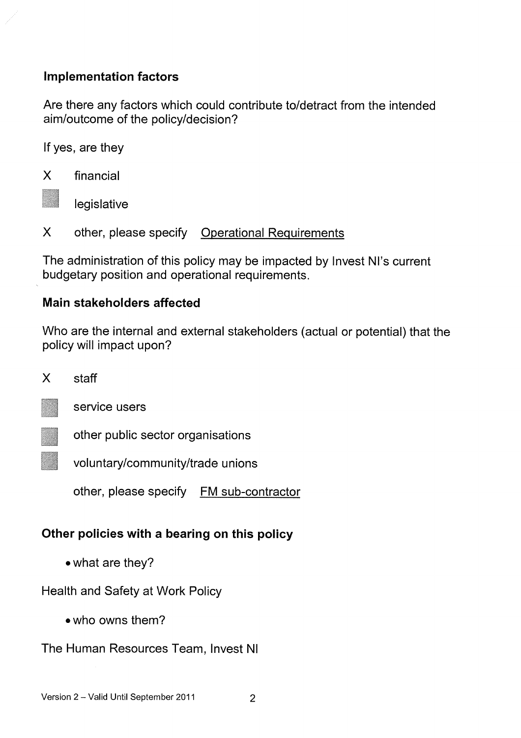## Implementation factors

Are there any factors which could contribute to/detract from the intended aim/outcome of the policy/decision?

If yes, are they

- X financial
- ☐ legislative
- X other, please specify Operational Requirements

The administration of this policy may be impacted by Invest NI's current budgetary position and operational requirements.

## Main stakeholders affected

Who are the internal and external stakeholders (actual or potential) that the policy will impact upon?

- X staff
- ☐ service users
- ☐ other public sector organisations
- ☐ voluntary/community/trade unions
- other, please specify FM sub-contractor

## Other policies with a bearing on this policy

- what are they?

Health and Safety at Work Policy

- who owns them?

The Human Resources Team, Invest NI

Version 2 – Valid Until September 2011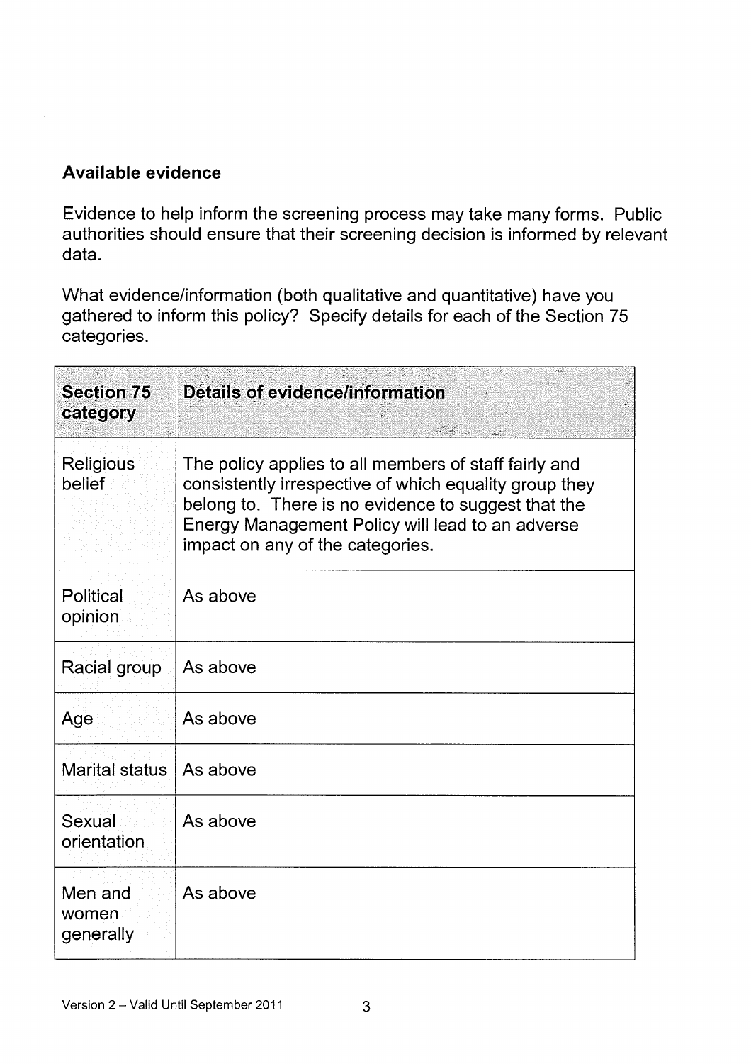## Available evidence

Evidence to help inform the screening process may take many forms. Public authorities should ensure that their screening decision is informed by relevant data.

What evidence/information (both qualitative and quantitative) have you gathered to inform this policy? Specify details for each of the Section 75 categories.

| Section 75 category | Details of evidence/information |
| --- | --- |
| Religious belief | The policy applies to all members of staff fairly and consistently irrespective of which equality group they belong to. There is no evidence to suggest that the Energy Management Policy will lead to an adverse impact on any of the categories. |
| Political opinion | As above |
| Racial group | As above |
| Age | As above |
| Marital status | As above |
| Sexual orientation | As above |
| Men and women generally | As above |

Version 2 – Valid Until September 2011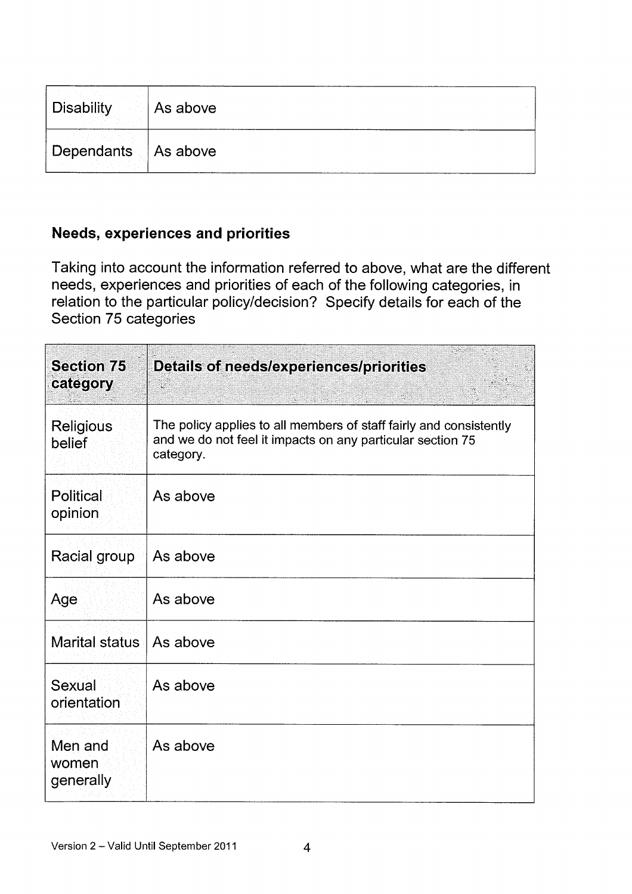| Disability | As above |
| --- | --- |
| Dependants | As above |

### Needs, experiences and priorities

Taking into account the information referred to above, what are the different needs, experiences and priorities of each of the following categories, in relation to the particular policy/decision? Specify details for each of the Section 75 categories

| Section 75 category | Details of needs/experiences/priorities |
| --- | --- |
| Religious belief | The policy applies to all members of staff fairly and consistently and we do not feel it impacts on any particular section 75 category. |
| Political opinion | As above |
| Racial group | As above |
| Age | As above |
| Marital status | As above |
| Sexual orientation | As above |
| Men and women generally | As above |

Version 2 – Valid Until September 2011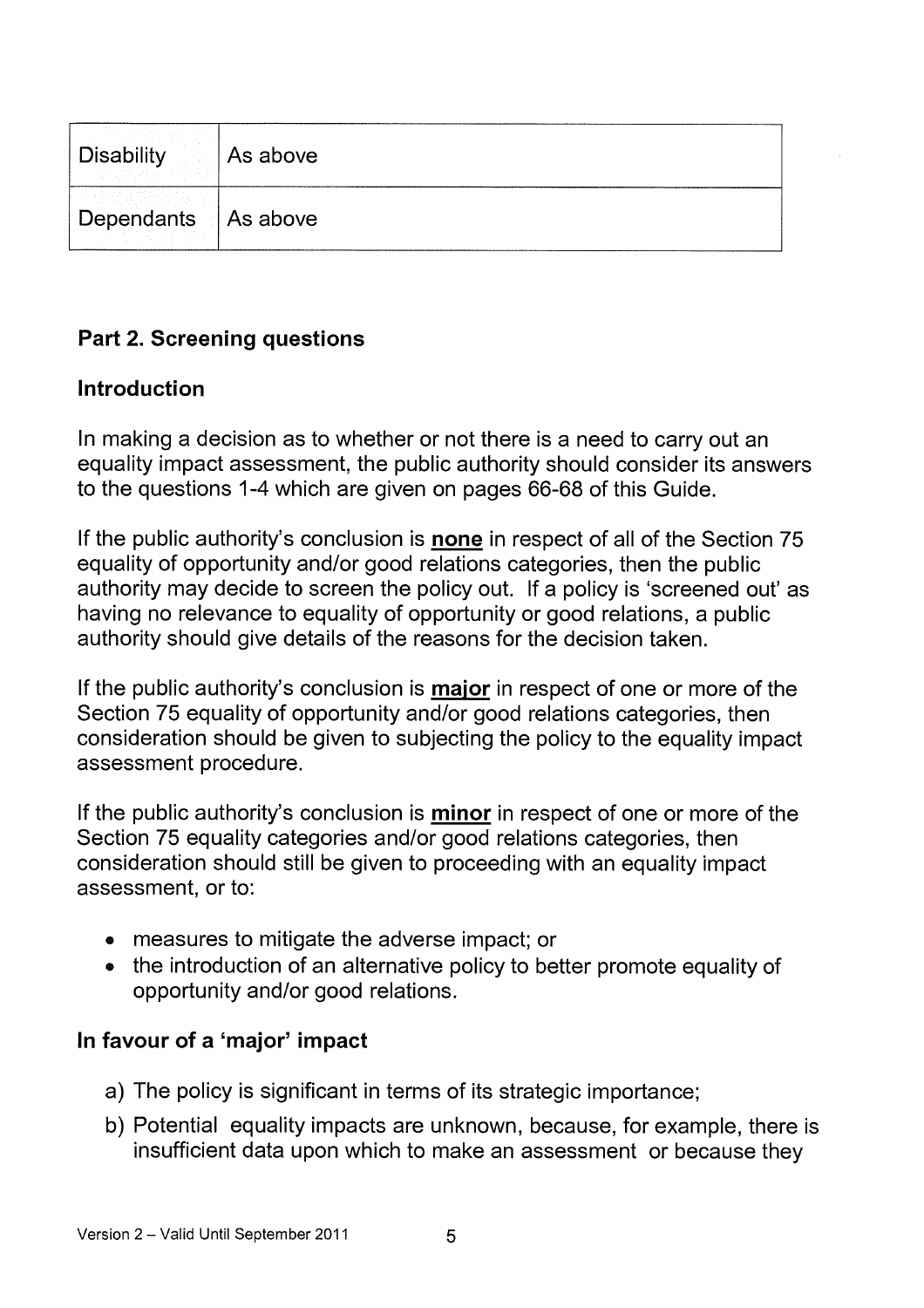| | |
|---|---|
| Disability | As above |
| Dependants | As above |

## Part 2. Screening questions

### Introduction

In making a decision as to whether or not there is a need to carry out an equality impact assessment, the public authority should consider its answers to the questions 1-4 which are given on pages 66-68 of this Guide.

If the public authority's conclusion is **none** in respect of all of the Section 75 equality of opportunity and/or good relations categories, then the public authority may decide to screen the policy out. If a policy is 'screened out' as having no relevance to equality of opportunity or good relations, a public authority should give details of the reasons for the decision taken.

If the public authority's conclusion is **major** in respect of one or more of the Section 75 equality of opportunity and/or good relations categories, then consideration should be given to subjecting the policy to the equality impact assessment procedure.

If the public authority's conclusion is **minor** in respect of one or more of the Section 75 equality categories and/or good relations categories, then consideration should still be given to proceeding with an equality impact assessment, or to:

- measures to mitigate the adverse impact; or
- the introduction of an alternative policy to better promote equality of opportunity and/or good relations.

### In favour of a 'major' impact

a) The policy is significant in terms of its strategic importance;

b) Potential equality impacts are unknown, because, for example, there is insufficient data upon which to make an assessment or because they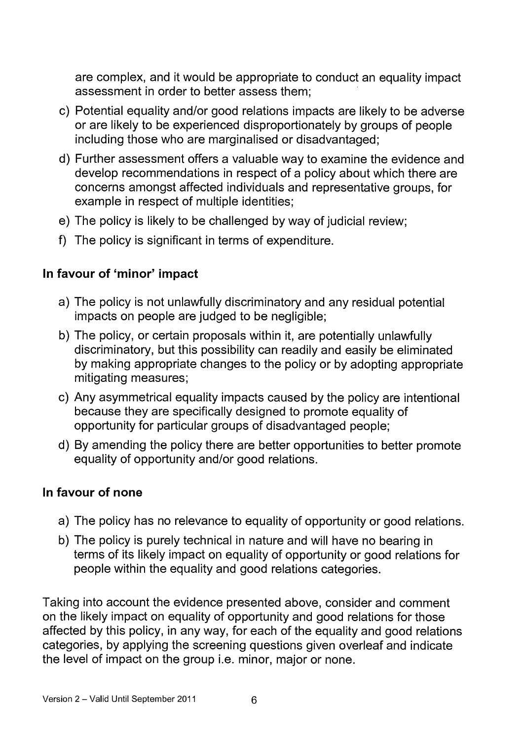are complex, and it would be appropriate to conduct an equality impact assessment in order to better assess them;

c) Potential equality and/or good relations impacts are likely to be adverse or are likely to be experienced disproportionately by groups of people including those who are marginalised or disadvantaged;

d) Further assessment offers a valuable way to examine the evidence and develop recommendations in respect of a policy about which there are concerns amongst affected individuals and representative groups, for example in respect of multiple identities;

e) The policy is likely to be challenged by way of judicial review;

f) The policy is significant in terms of expenditure.

### In favour of 'minor' impact

a) The policy is not unlawfully discriminatory and any residual potential impacts on people are judged to be negligible;

b) The policy, or certain proposals within it, are potentially unlawfully discriminatory, but this possibility can readily and easily be eliminated by making appropriate changes to the policy or by adopting appropriate mitigating measures;

c) Any asymmetrical equality impacts caused by the policy are intentional because they are specifically designed to promote equality of opportunity for particular groups of disadvantaged people;

d) By amending the policy there are better opportunities to better promote equality of opportunity and/or good relations.

### In favour of none

a) The policy has no relevance to equality of opportunity or good relations.

b) The policy is purely technical in nature and will have no bearing in terms of its likely impact on equality of opportunity or good relations for people within the equality and good relations categories.

Taking into account the evidence presented above, consider and comment on the likely impact on equality of opportunity and good relations for those affected by this policy, in any way, for each of the equality and good relations categories, by applying the screening questions given overleaf and indicate the level of impact on the group i.e. minor, major or none.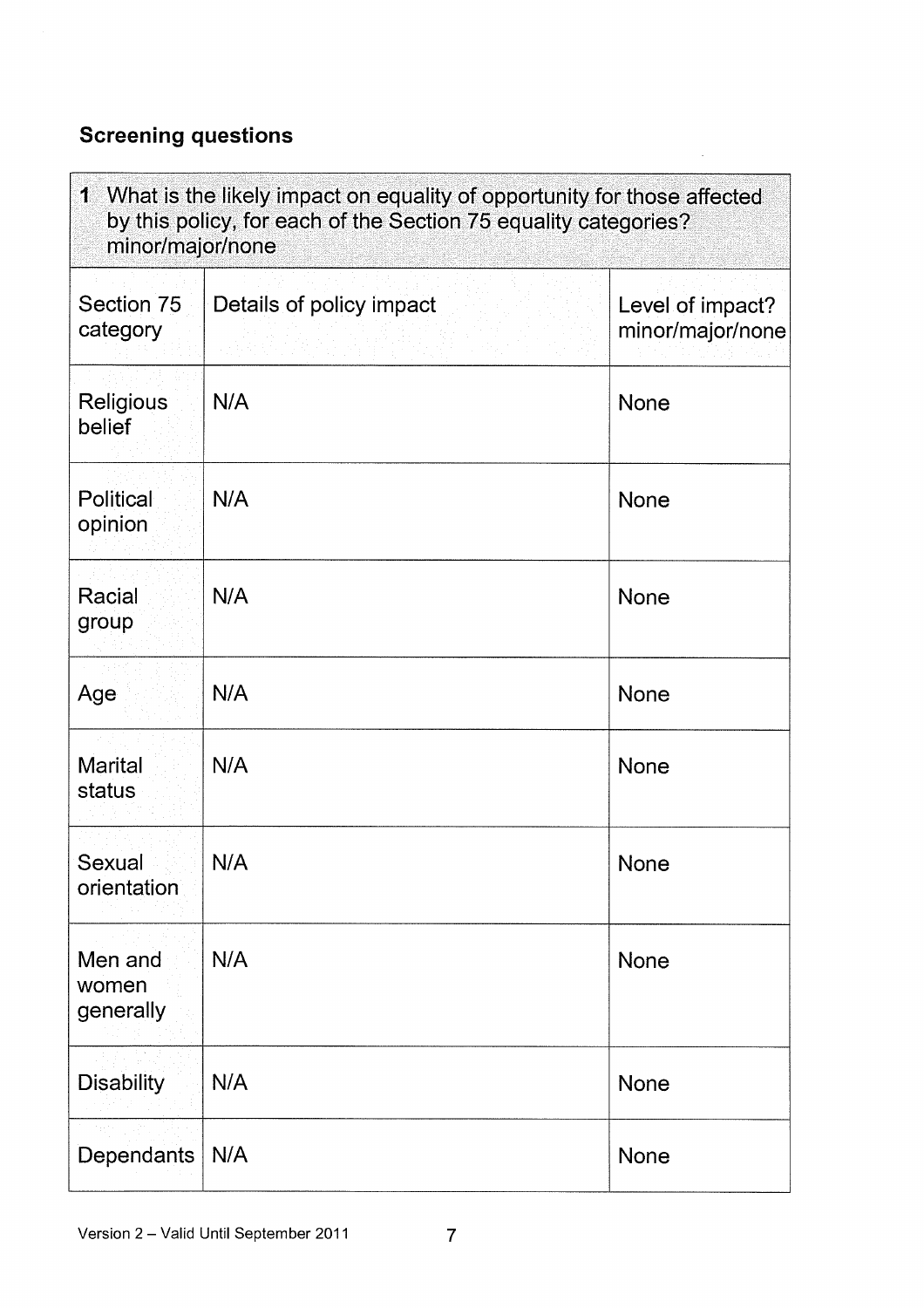## Screening questions

| 1 What is the likely impact on equality of opportunity for those affected by this policy, for each of the Section 75 equality categories? minor/major/none | | |
|---|---|---|
| Section 75 category | Details of policy impact | Level of impact? minor/major/none |
| Religious belief | N/A | None |
| Political opinion | N/A | None |
| Racial group | N/A | None |
| Age | N/A | None |
| Marital status | N/A | None |
| Sexual orientation | N/A | None |
| Men and women generally | N/A | None |
| Disability | N/A | None |
| Dependants | N/A | None |

Version 2 – Valid Until September 2011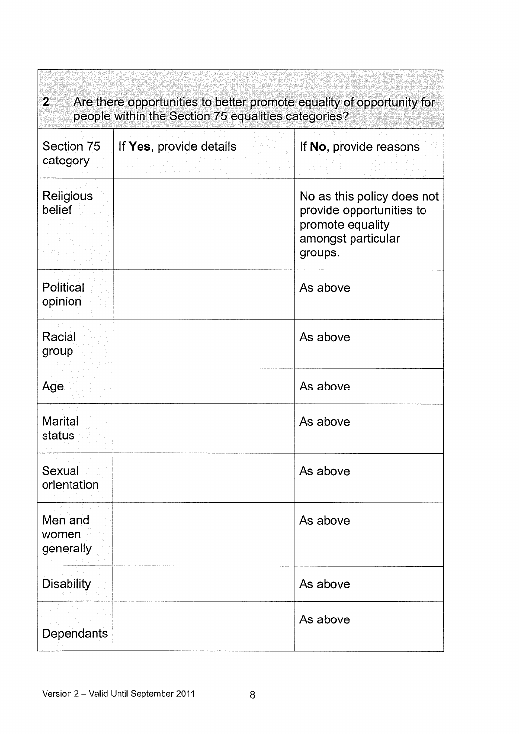| 2 Are there opportunities to better promote equality of opportunity for people within the Section 75 equalities categories? | | |
|---|---|---|
| Section 75 category | If **Yes**, provide details | If **No**, provide reasons |
| Religious belief | | No as this policy does not provide opportunities to promote equality amongst particular groups. |
| Political opinion | | As above |
| Racial group | | As above |
| Age | | As above |
| Marital status | | As above |
| Sexual orientation | | As above |
| Men and women generally | | As above |
| Disability | | As above |
| Dependants | | As above |

Version 2 – Valid Until September 2011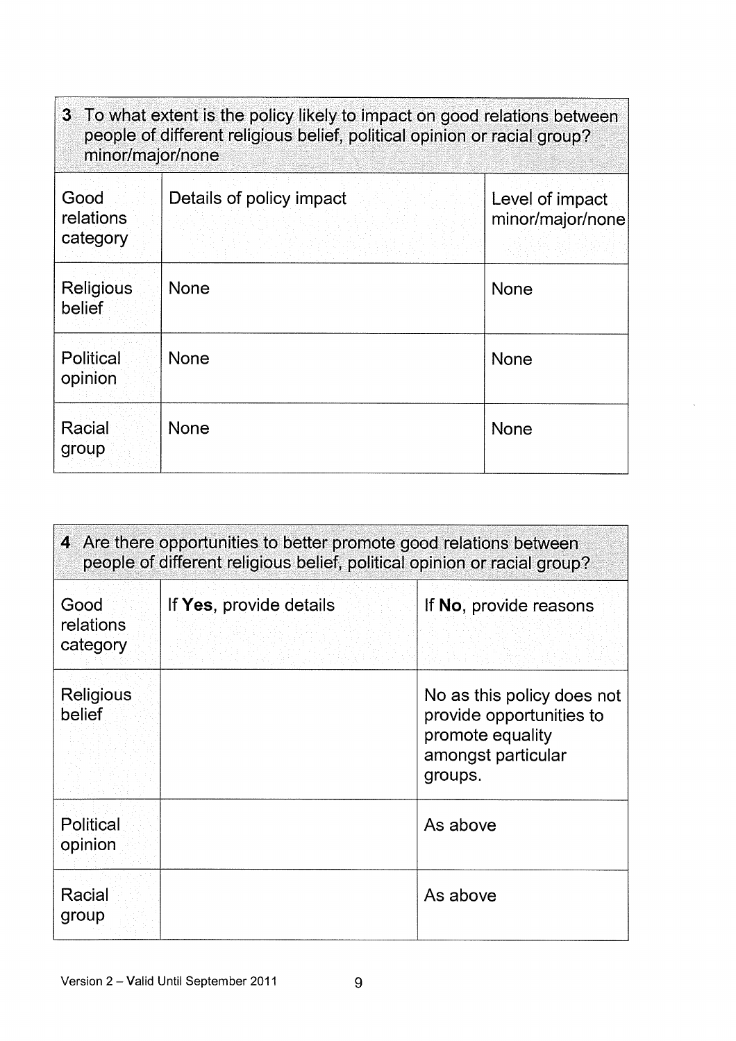| 3 To what extent is the policy likely to impact on good relations between people of different religious belief, political opinion or racial group? minor/major/none | | |
|---|---|---|
| Good relations category | Details of policy impact | Level of impact minor/major/none |
| Religious belief | None | None |
| Political opinion | None | None |
| Racial group | None | None |

| 4 Are there opportunities to better promote good relations between people of different religious belief, political opinion or racial group? | | |
|---|---|---|
| Good relations category | If **Yes**, provide details | If **No**, provide reasons |
| Religious belief | | No as this policy does not provide opportunities to promote equality amongst particular groups. |
| Political opinion | | As above |
| Racial group | | As above |

Version 2 – Valid Until September 2011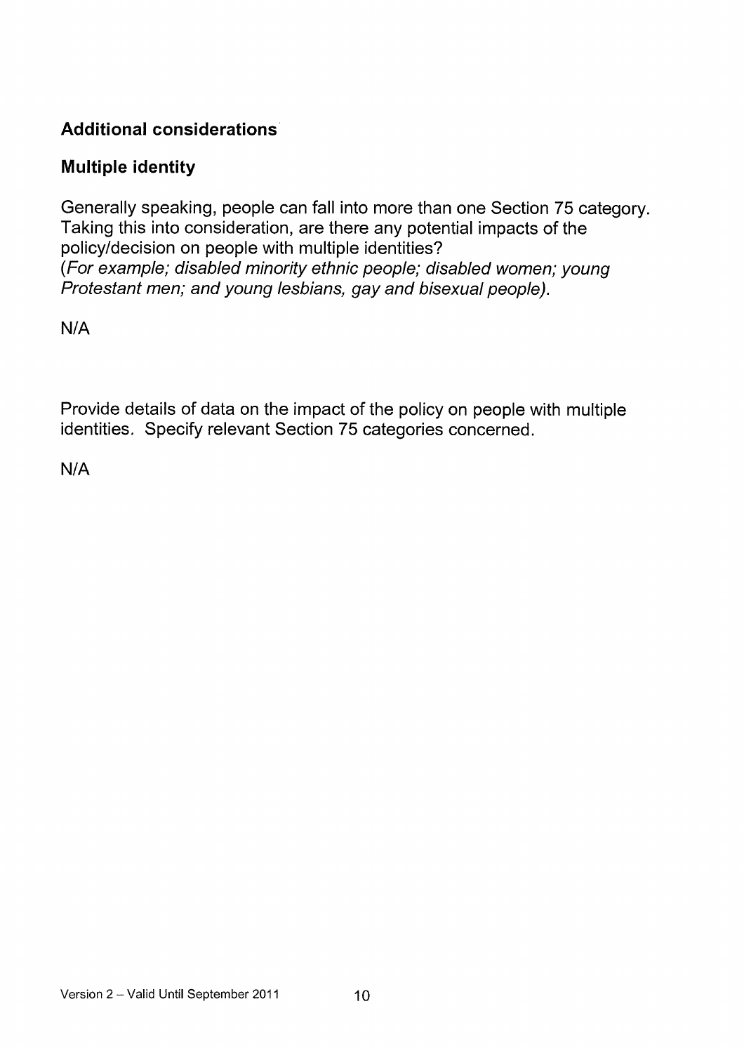## Additional considerations

## Multiple identity

Generally speaking, people can fall into more than one Section 75 category. Taking this into consideration, are there any potential impacts of the policy/decision on people with multiple identities?
*(For example; disabled minority ethnic people; disabled women; young Protestant men; and young lesbians, gay and bisexual people).*

N/A

Provide details of data on the impact of the policy on people with multiple identities. Specify relevant Section 75 categories concerned.

N/A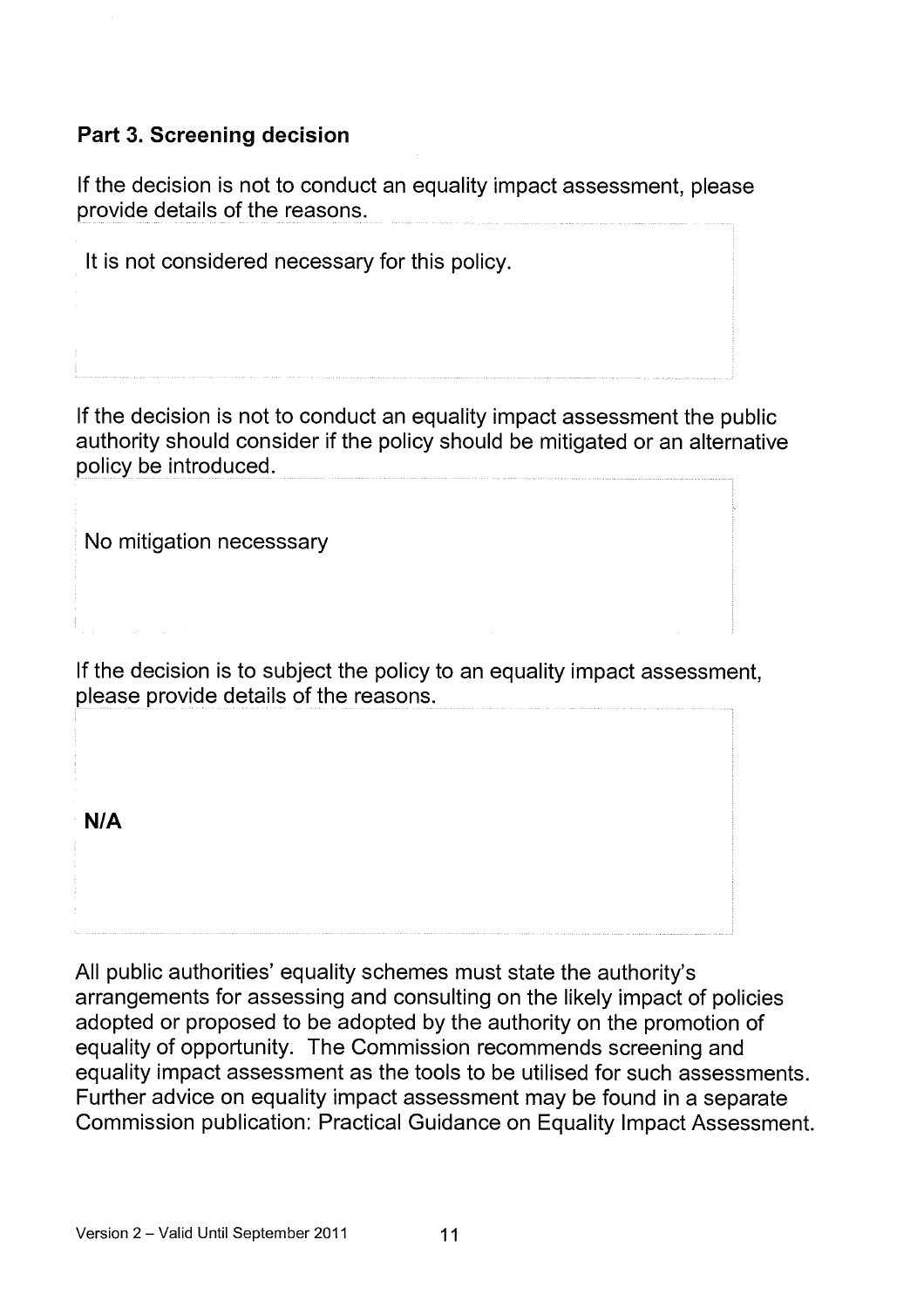## Part 3. Screening decision

If the decision is not to conduct an equality impact assessment, please provide details of the reasons.

It is not considered necessary for this policy.

If the decision is not to conduct an equality impact assessment the public authority should consider if the policy should be mitigated or an alternative policy be introduced.

No mitigation necesssary

If the decision is to subject the policy to an equality impact assessment, please provide details of the reasons.

**N/A**

All public authorities' equality schemes must state the authority's arrangements for assessing and consulting on the likely impact of policies adopted or proposed to be adopted by the authority on the promotion of equality of opportunity. The Commission recommends screening and equality impact assessment as the tools to be utilised for such assessments. Further advice on equality impact assessment may be found in a separate Commission publication: Practical Guidance on Equality Impact Assessment.

Version 2 – Valid Until September 2011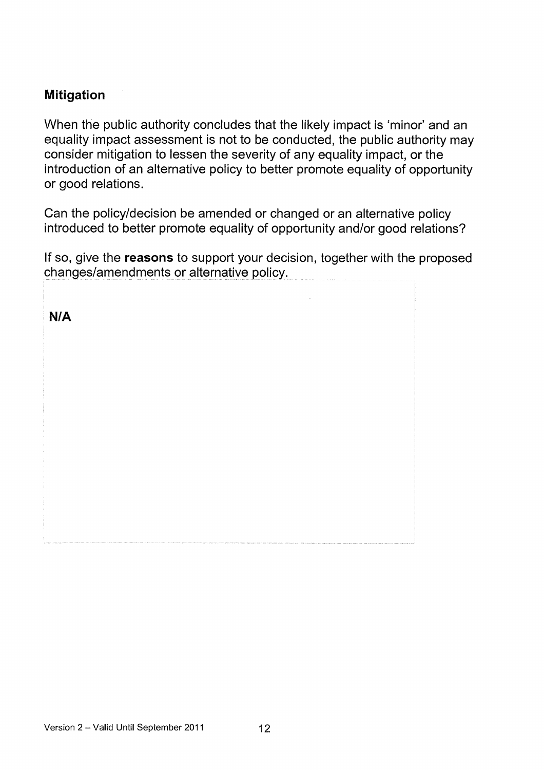## Mitigation

When the public authority concludes that the likely impact is 'minor' and an equality impact assessment is not to be conducted, the public authority may consider mitigation to lessen the severity of any equality impact, or the introduction of an alternative policy to better promote equality of opportunity or good relations.

Can the policy/decision be amended or changed or an alternative policy introduced to better promote equality of opportunity and/or good relations?

If so, give the **reasons** to support your decision, together with the proposed changes/amendments or alternative policy.

| **N/A** |
|---|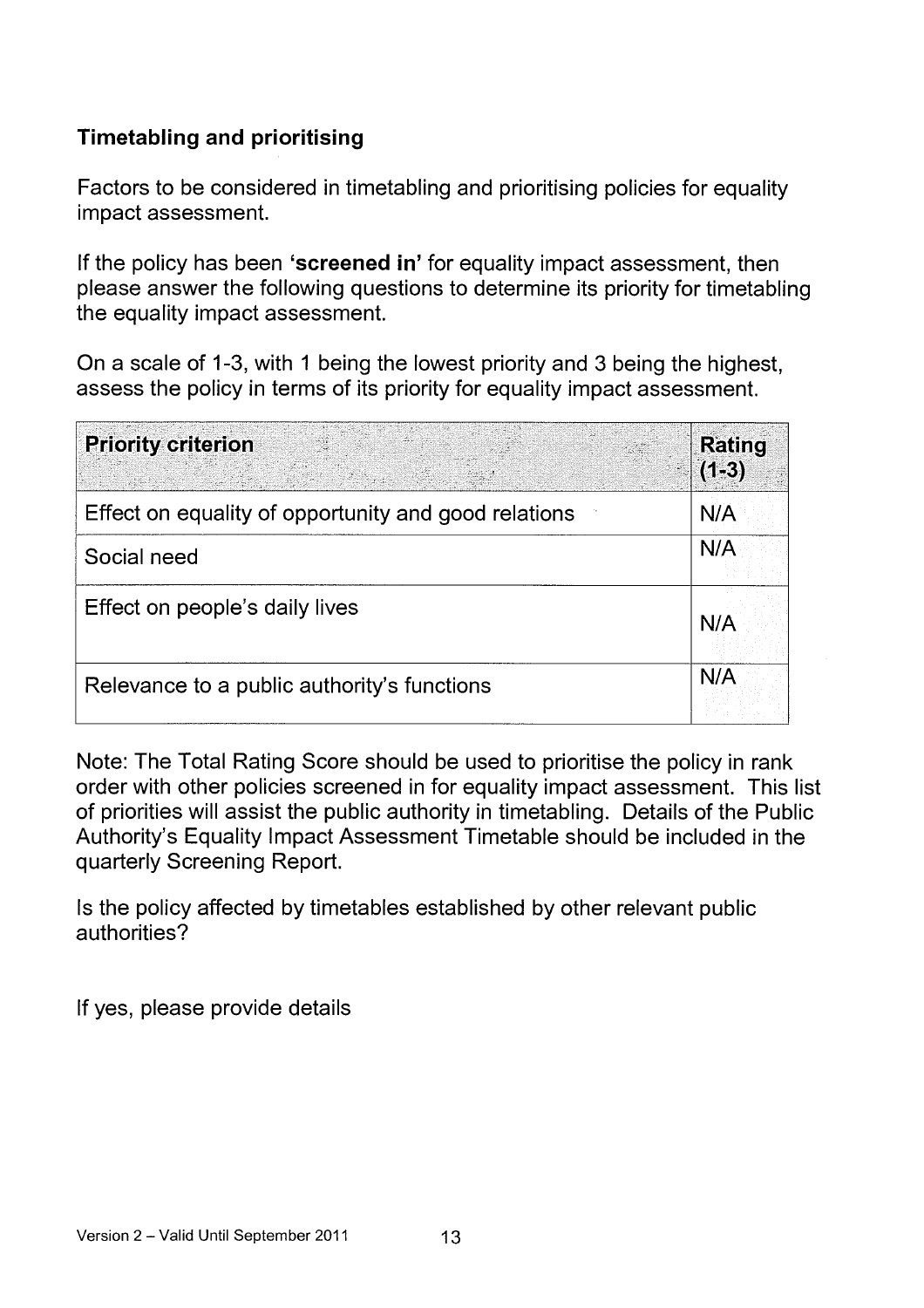### Timetabling and prioritising

Factors to be considered in timetabling and prioritising policies for equality impact assessment.

If the policy has been **'screened in'** for equality impact assessment, then please answer the following questions to determine its priority for timetabling the equality impact assessment.

On a scale of 1-3, with 1 being the lowest priority and 3 being the highest, assess the policy in terms of its priority for equality impact assessment.

| Priority criterion | Rating (1-3) |
|---|---|
| Effect on equality of opportunity and good relations | N/A |
| Social need | N/A |
| Effect on people's daily lives | N/A |
| Relevance to a public authority's functions | N/A |

Note: The Total Rating Score should be used to prioritise the policy in rank order with other policies screened in for equality impact assessment. This list of priorities will assist the public authority in timetabling. Details of the Public Authority's Equality Impact Assessment Timetable should be included in the quarterly Screening Report.

Is the policy affected by timetables established by other relevant public authorities?

If yes, please provide details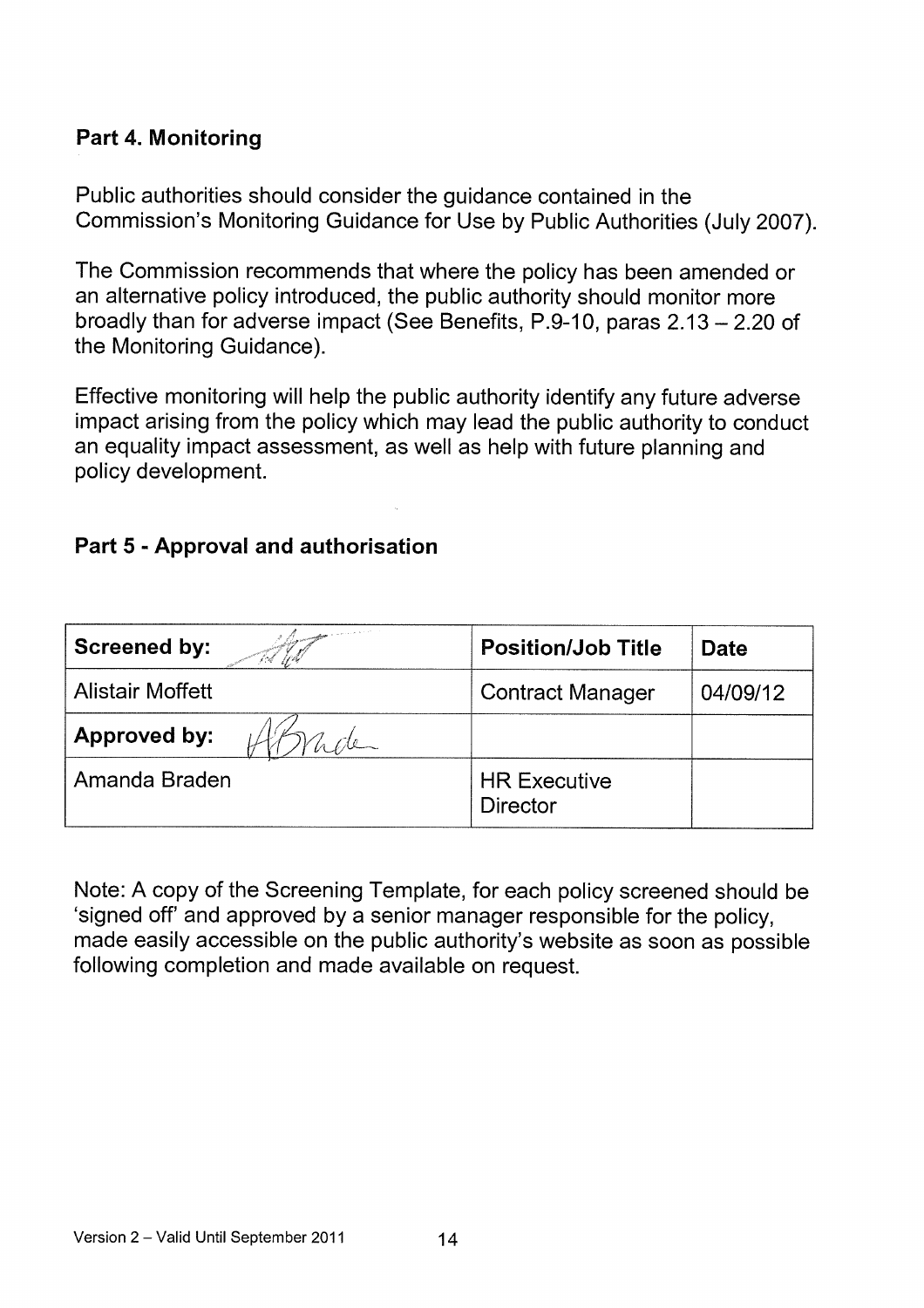## Part 4. Monitoring

Public authorities should consider the guidance contained in the Commission's Monitoring Guidance for Use by Public Authorities (July 2007).

The Commission recommends that where the policy has been amended or an alternative policy introduced, the public authority should monitor more broadly than for adverse impact (See Benefits, P.9-10, paras 2.13 – 2.20 of the Monitoring Guidance).

Effective monitoring will help the public authority identify any future adverse impact arising from the policy which may lead the public authority to conduct an equality impact assessment, as well as help with future planning and policy development.

## Part 5 - Approval and authorisation

| **Screened by:** | **Position/Job Title** | **Date** |
| --- | --- | --- |
| Alistair Moffett | Contract Manager | 04/09/12 |
| **Approved by:** | | |
| Amanda Braden | HR Executive Director | |

Note: A copy of the Screening Template, for each policy screened should be 'signed off' and approved by a senior manager responsible for the policy, made easily accessible on the public authority's website as soon as possible following completion and made available on request.

Version 2 – Valid Until September 2011